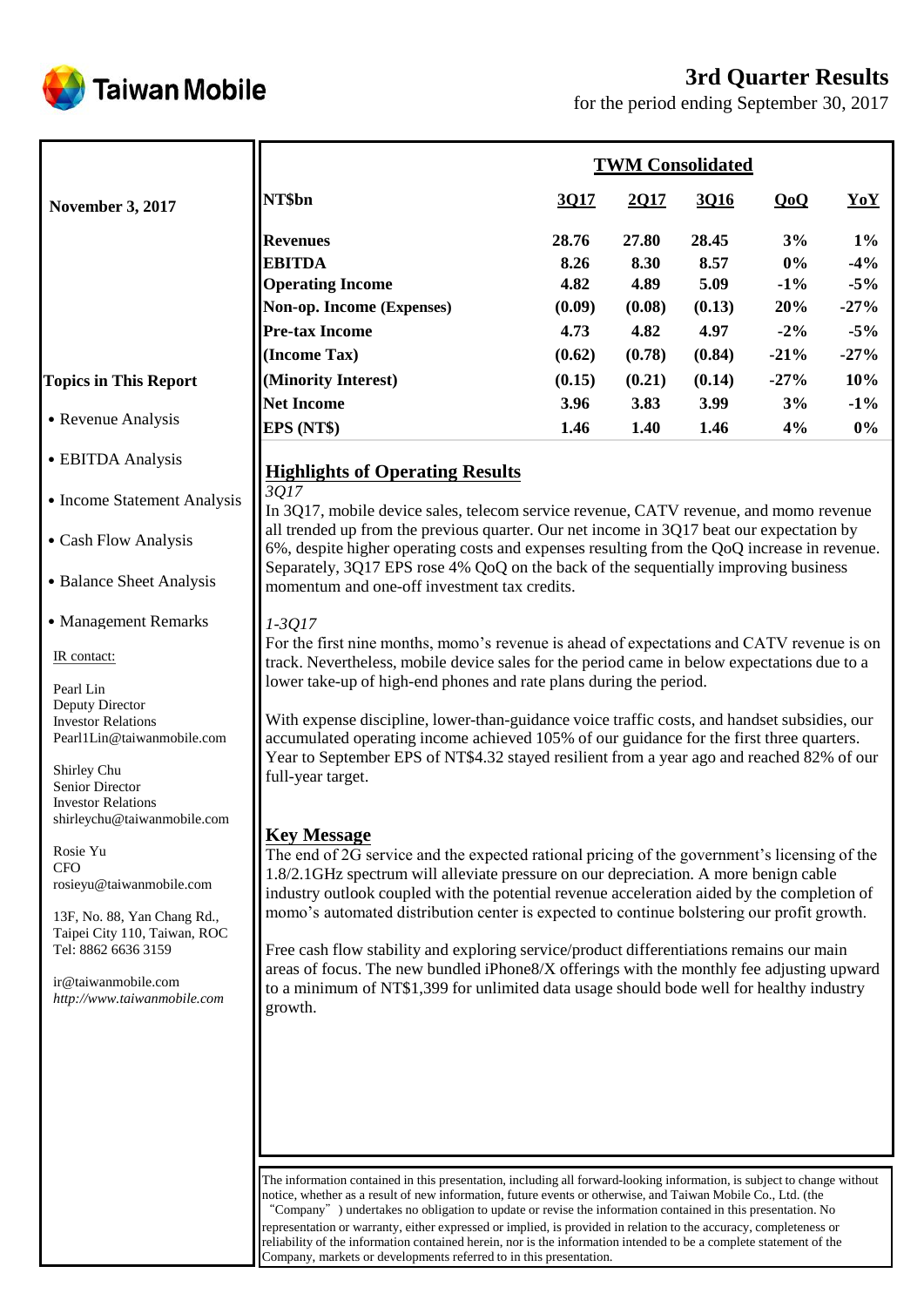# Taiwan Mobile

## 3rd Quarter Results

for the period ending September 30, 2017

**November 3, 2017**

### TWM Consolidated

| NT$bn | 3Q17 | 2Q17 | 3Q16 | QoQ | YoY |
|---|---|---|---|---|---|
| **Revenues** | 28.76 | 27.80 | 28.45 | 3% | 1% |
| **EBITDA** | 8.26 | 8.30 | 8.57 | 0% | -4% |
| **Operating Income** | 4.82 | 4.89 | 5.09 | -1% | -5% |
| **Non-op. Income (Expenses)** | (0.09) | (0.08) | (0.13) | 20% | -27% |
| **Pre-tax Income** | 4.73 | 4.82 | 4.97 | -2% | -5% |
| **(Income Tax)** | (0.62) | (0.78) | (0.84) | -21% | -27% |
| **(Minority Interest)** | (0.15) | (0.21) | (0.14) | -27% | 10% |
| **Net Income** | 3.96 | 3.83 | 3.99 | 3% | -1% |
| **EPS (NT$)** | 1.46 | 1.40 | 1.46 | 4% | 0% |

**Topics in This Report**

- Revenue Analysis
- EBITDA Analysis
- Income Statement Analysis
- Cash Flow Analysis
- Balance Sheet Analysis
- Management Remarks

IR contact:

Pearl Lin
Deputy Director
Investor Relations
Pearl1Lin@taiwanmobile.com

Shirley Chu
Senior Director
Investor Relations
shirleychu@taiwanmobile.com

Rosie Yu
CFO
rosieyu@taiwanmobile.com

13F, No. 88, Yan Chang Rd.,
Taipei City 110, Taiwan, ROC
Tel: 8862 6636 3159

ir@taiwanmobile.com
*http://www.taiwanmobile.com*

## Highlights of Operating Results

*3Q17*

In 3Q17, mobile device sales, telecom service revenue, CATV revenue, and momo revenue all trended up from the previous quarter. Our net income in 3Q17 beat our expectation by 6%, despite higher operating costs and expenses resulting from the QoQ increase in revenue. Separately, 3Q17 EPS rose 4% QoQ on the back of the sequentially improving business momentum and one-off investment tax credits.

*1-3Q17*

For the first nine months, momo's revenue is ahead of expectations and CATV revenue is on track. Nevertheless, mobile device sales for the period came in below expectations due to a lower take-up of high-end phones and rate plans during the period.

With expense discipline, lower-than-guidance voice traffic costs, and handset subsidies, our accumulated operating income achieved 105% of our guidance for the first three quarters. Year to September EPS of NT$4.32 stayed resilient from a year ago and reached 82% of our full-year target.

## Key Message

The end of 2G service and the expected rational pricing of the government's licensing of the 1.8/2.1GHz spectrum will alleviate pressure on our depreciation. A more benign cable industry outlook coupled with the potential revenue acceleration aided by the completion of momo's automated distribution center is expected to continue bolstering our profit growth.

Free cash flow stability and exploring service/product differentiations remains our main areas of focus. The new bundled iPhone8/X offerings with the monthly fee adjusting upward to a minimum of NT$1,399 for unlimited data usage should bode well for healthy industry growth.

The information contained in this presentation, including all forward-looking information, is subject to change without notice, whether as a result of new information, future events or otherwise, and Taiwan Mobile Co., Ltd. (the "Company") undertakes no obligation to update or revise the information contained in this presentation. No representation or warranty, either expressed or implied, is provided in relation to the accuracy, completeness or reliability of the information contained herein, nor is the information intended to be a complete statement of the Company, markets or developments referred to in this presentation.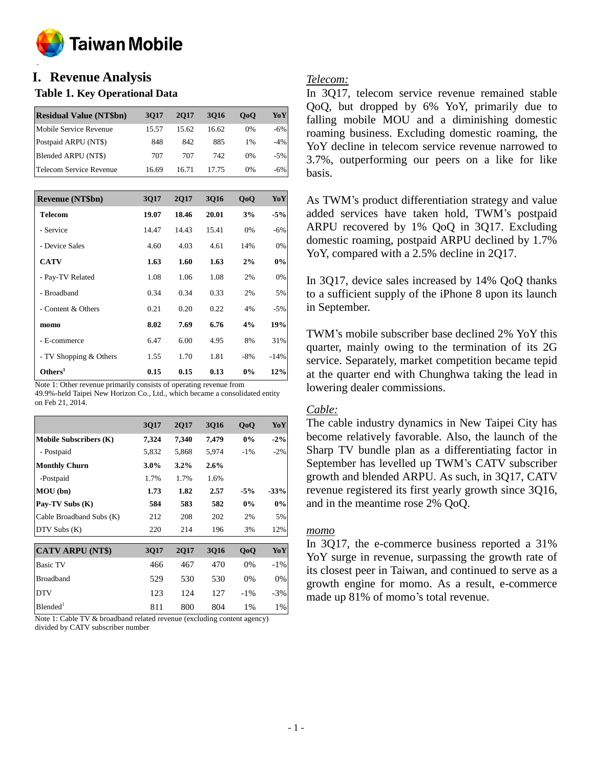# I. Revenue Analysis

## Table 1. Key Operational Data

| Residual Value (NT$bn) | 3Q17 | 2Q17 | 3Q16 | QoQ | YoY |
|---|---|---|---|---|---|
| Mobile Service Revenue | 15.57 | 15.62 | 16.62 | 0% | -6% |
| Postpaid ARPU (NT$) | 848 | 842 | 885 | 1% | -4% |
| Blended ARPU (NT$) | 707 | 707 | 742 | 0% | -5% |
| Telecom Service Revenue | 16.69 | 16.71 | 17.75 | 0% | -6% |

| Revenue (NT$bn) | 3Q17 | 2Q17 | 3Q16 | QoQ | YoY |
|---|---|---|---|---|---|
| **Telecom** | **19.07** | **18.46** | **20.01** | **3%** | **-5%** |
| - Service | 14.47 | 14.43 | 15.41 | 0% | -6% |
| - Device Sales | 4.60 | 4.03 | 4.61 | 14% | 0% |
| **CATV** | **1.63** | **1.60** | **1.63** | **2%** | **0%** |
| - Pay-TV Related | 1.08 | 1.06 | 1.08 | 2% | 0% |
| - Broadband | 0.34 | 0.34 | 0.33 | 2% | 5% |
| - Content & Others | 0.21 | 0.20 | 0.22 | 4% | -5% |
| **momo** | **8.02** | **7.69** | **6.76** | **4%** | **19%** |
| - E-commerce | 6.47 | 6.00 | 4.95 | 8% | 31% |
| - TV Shopping & Others | 1.55 | 1.70 | 1.81 | -8% | -14% |
| **Others[1]** | **0.15** | **0.15** | **0.13** | **0%** | **12%** |

Note 1: Other revenue primarily consists of operating revenue from 49.9%-held Taipei New Horizon Co., Ltd., which became a consolidated entity on Feb 21, 2014.

| | 3Q17 | 2Q17 | 3Q16 | QoQ | YoY |
|---|---|---|---|---|---|
| **Mobile Subscribers (K)** | **7,324** | **7,340** | **7,479** | **0%** | **-2%** |
| - Postpaid | 5,832 | 5,868 | 5,974 | -1% | -2% |
| **Monthly Churn** | **3.0%** | **3.2%** | **2.6%** | | |
| -Postpaid | 1.7% | 1.7% | 1.6% | | |
| **MOU (bn)** | **1.73** | **1.82** | **2.57** | **-5%** | **-33%** |
| **Pay-TV Subs (K)** | **584** | **583** | **582** | **0%** | **0%** |
| Cable Broadband Subs (K) | 212 | 208 | 202 | 2% | 5% |
| DTV Subs (K) | 220 | 214 | 196 | 3% | 12% |

| CATV ARPU (NT$) | 3Q17 | 2Q17 | 3Q16 | QoQ | YoY |
|---|---|---|---|---|---|
| Basic TV | 466 | 467 | 470 | 0% | -1% |
| Broadband | 529 | 530 | 530 | 0% | 0% |
| DTV | 123 | 124 | 127 | -1% | -3% |
| Blended[1] | 811 | 800 | 804 | 1% | 1% |

Note 1: Cable TV & broadband related revenue (excluding content agency) divided by CATV subscriber number

*Telecom:*

In 3Q17, telecom service revenue remained stable QoQ, but dropped by 6% YoY, primarily due to falling mobile MOU and a diminishing domestic roaming business. Excluding domestic roaming, the YoY decline in telecom service revenue narrowed to 3.7%, outperforming our peers on a like for like basis.

As TWM's product differentiation strategy and value added services have taken hold, TWM's postpaid ARPU recovered by 1% QoQ in 3Q17. Excluding domestic roaming, postpaid ARPU declined by 1.7% YoY, compared with a 2.5% decline in 2Q17.

In 3Q17, device sales increased by 14% QoQ thanks to a sufficient supply of the iPhone 8 upon its launch in September.

TWM's mobile subscriber base declined 2% YoY this quarter, mainly owing to the termination of its 2G service. Separately, market competition became tepid at the quarter end with Chunghwa taking the lead in lowering dealer commissions.

*Cable:*

The cable industry dynamics in New Taipei City has become relatively favorable. Also, the launch of the Sharp TV bundle plan as a differentiating factor in September has levelled up TWM's CATV subscriber growth and blended ARPU. As such, in 3Q17, CATV revenue registered its first yearly growth since 3Q16, and in the meantime rose 2% QoQ.

*momo*

In 3Q17, the e-commerce business reported a 31% YoY surge in revenue, surpassing the growth rate of its closest peer in Taiwan, and continued to serve as a growth engine for momo. As a result, e-commerce made up 81% of momo's total revenue.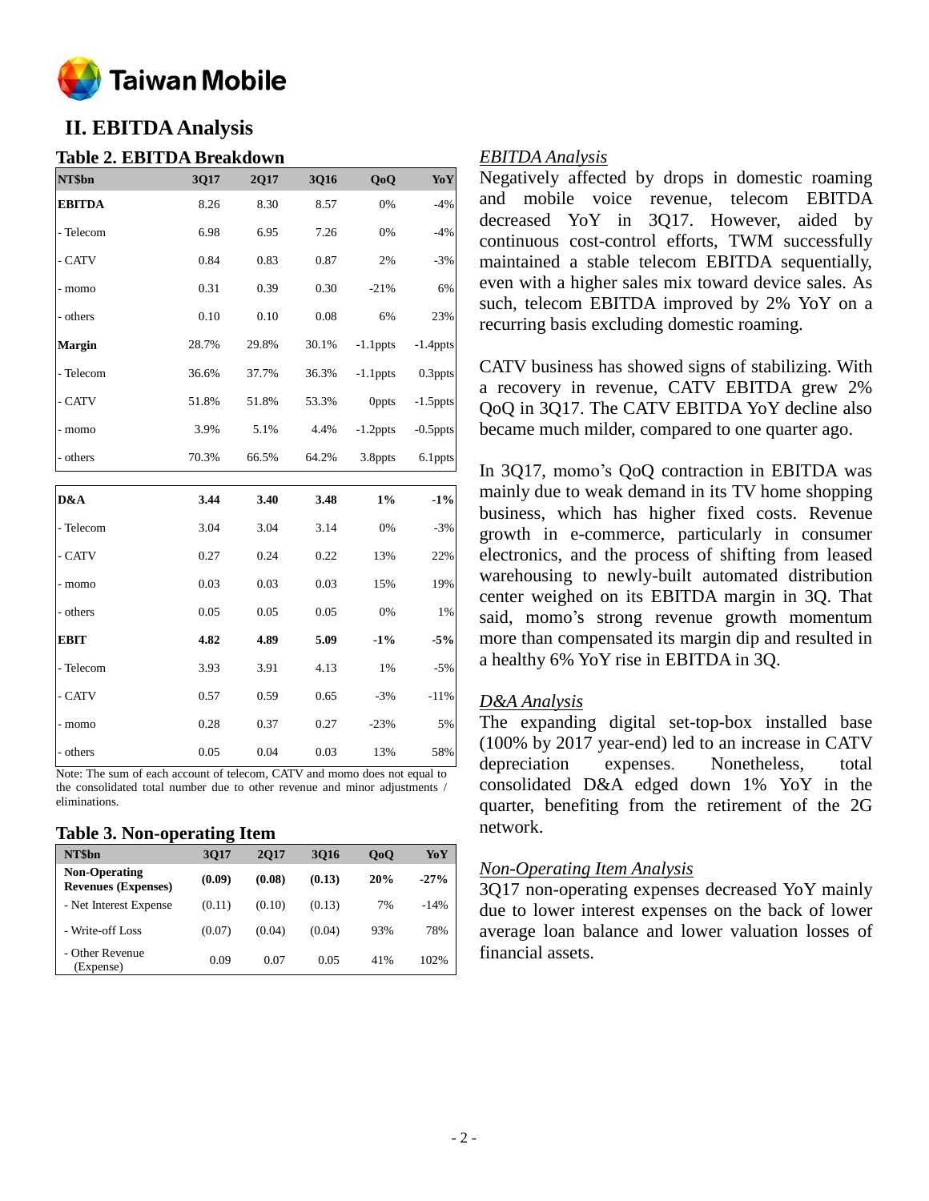## II. EBITDA Analysis

### Table 2. EBITDA Breakdown

| NT$bn | 3Q17 | 2Q17 | 3Q16 | QoQ | YoY |
|---|---|---|---|---|---|
| **EBITDA** | 8.26 | 8.30 | 8.57 | 0% | -4% |
| - Telecom | 6.98 | 6.95 | 7.26 | 0% | -4% |
| - CATV | 0.84 | 0.83 | 0.87 | 2% | -3% |
| - momo | 0.31 | 0.39 | 0.30 | -21% | 6% |
| - others | 0.10 | 0.10 | 0.08 | 6% | 23% |
| **Margin** | 28.7% | 29.8% | 30.1% | -1.1ppts | -1.4ppts |
| - Telecom | 36.6% | 37.7% | 36.3% | -1.1ppts | 0.3ppts |
| - CATV | 51.8% | 51.8% | 53.3% | 0ppts | -1.5ppts |
| - momo | 3.9% | 5.1% | 4.4% | -1.2ppts | -0.5ppts |
| - others | 70.3% | 66.5% | 64.2% | 3.8ppts | 6.1ppts |
| **D&A** | **3.44** | **3.40** | **3.48** | **1%** | **-1%** |
| - Telecom | 3.04 | 3.04 | 3.14 | 0% | -3% |
| - CATV | 0.27 | 0.24 | 0.22 | 13% | 22% |
| - momo | 0.03 | 0.03 | 0.03 | 15% | 19% |
| - others | 0.05 | 0.05 | 0.05 | 0% | 1% |
| **EBIT** | **4.82** | **4.89** | **5.09** | **-1%** | **-5%** |
| - Telecom | 3.93 | 3.91 | 4.13 | 1% | -5% |
| - CATV | 0.57 | 0.59 | 0.65 | -3% | -11% |
| - momo | 0.28 | 0.37 | 0.27 | -23% | 5% |
| - others | 0.05 | 0.04 | 0.03 | 13% | 58% |

Note: The sum of each account of telecom, CATV and momo does not equal to the consolidated total number due to other revenue and minor adjustments / eliminations.

### Table 3. Non-operating Item

| NT$bn | 3Q17 | 2Q17 | 3Q16 | QoQ | YoY |
|---|---|---|---|---|---|
| **Non-Operating Revenues (Expenses)** | **(0.09)** | **(0.08)** | **(0.13)** | **20%** | **-27%** |
| - Net Interest Expense | (0.11) | (0.10) | (0.13) | 7% | -14% |
| - Write-off Loss | (0.07) | (0.04) | (0.04) | 93% | 78% |
| - Other Revenue (Expense) | 0.09 | 0.07 | 0.05 | 41% | 102% |

*EBITDA Analysis*

Negatively affected by drops in domestic roaming and mobile voice revenue, telecom EBITDA decreased YoY in 3Q17. However, aided by continuous cost-control efforts, TWM successfully maintained a stable telecom EBITDA sequentially, even with a higher sales mix toward device sales. As such, telecom EBITDA improved by 2% YoY on a recurring basis excluding domestic roaming.

CATV business has showed signs of stabilizing. With a recovery in revenue, CATV EBITDA grew 2% QoQ in 3Q17. The CATV EBITDA YoY decline also became much milder, compared to one quarter ago.

In 3Q17, momo's QoQ contraction in EBITDA was mainly due to weak demand in its TV home shopping business, which has higher fixed costs. Revenue growth in e-commerce, particularly in consumer electronics, and the process of shifting from leased warehousing to newly-built automated distribution center weighed on its EBITDA margin in 3Q. That said, momo's strong revenue growth momentum more than compensated its margin dip and resulted in a healthy 6% YoY rise in EBITDA in 3Q.

*D&A Analysis*

The expanding digital set-top-box installed base (100% by 2017 year-end) led to an increase in CATV depreciation expenses. Nonetheless, total consolidated D&A edged down 1% YoY in the quarter, benefiting from the retirement of the 2G network.

*Non-Operating Item Analysis*

3Q17 non-operating expenses decreased YoY mainly due to lower interest expenses on the back of lower average loan balance and lower valuation losses of financial assets.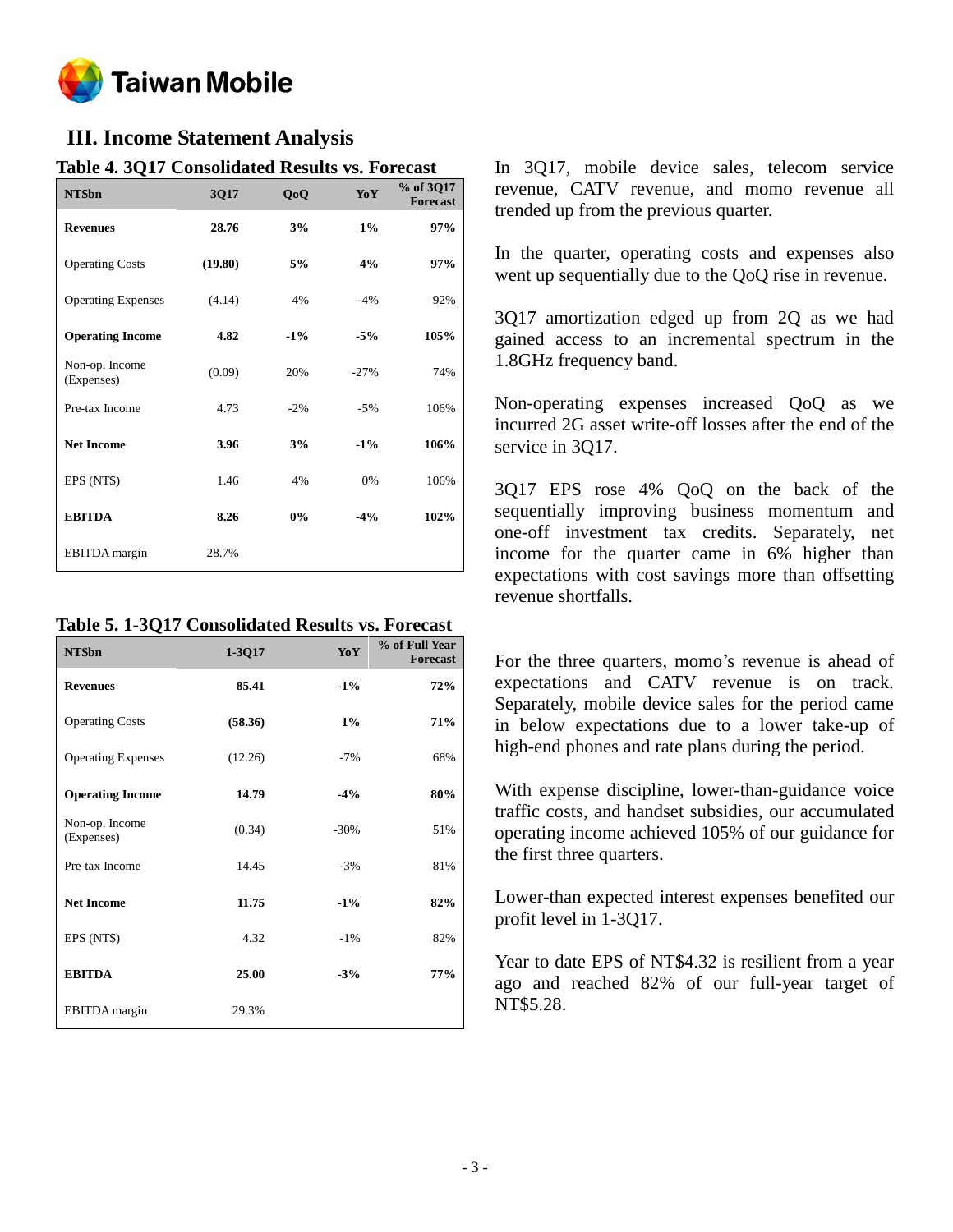## III. Income Statement Analysis

**Table 4. 3Q17 Consolidated Results vs. Forecast**

| NT$bn | 3Q17 | QoQ | YoY | % of 3Q17 Forecast |
|---|---|---|---|---|
| **Revenues** | **28.76** | **3%** | **1%** | **97%** |
| Operating Costs | **(19.80)** | **5%** | **4%** | **97%** |
| Operating Expenses | (4.14) | 4% | -4% | 92% |
| **Operating Income** | **4.82** | **-1%** | **-5%** | **105%** |
| Non-op. Income (Expenses) | (0.09) | 20% | -27% | 74% |
| Pre-tax Income | 4.73 | -2% | -5% | 106% |
| **Net Income** | **3.96** | **3%** | **-1%** | **106%** |
| EPS (NT$) | 1.46 | 4% | 0% | 106% |
| **EBITDA** | **8.26** | **0%** | **-4%** | **102%** |
| EBITDA margin | 28.7% | | | |

In 3Q17, mobile device sales, telecom service revenue, CATV revenue, and momo revenue all trended up from the previous quarter.

In the quarter, operating costs and expenses also went up sequentially due to the QoQ rise in revenue.

3Q17 amortization edged up from 2Q as we had gained access to an incremental spectrum in the 1.8GHz frequency band.

Non-operating expenses increased QoQ as we incurred 2G asset write-off losses after the end of the service in 3Q17.

3Q17 EPS rose 4% QoQ on the back of the sequentially improving business momentum and one-off investment tax credits. Separately, net income for the quarter came in 6% higher than expectations with cost savings more than offsetting revenue shortfalls.

**Table 5. 1-3Q17 Consolidated Results vs. Forecast**

| NT$bn | 1-3Q17 | YoY | % of Full Year Forecast |
|---|---|---|---|
| **Revenues** | **85.41** | **-1%** | **72%** |
| Operating Costs | **(58.36)** | **1%** | **71%** |
| Operating Expenses | (12.26) | -7% | 68% |
| **Operating Income** | **14.79** | **-4%** | **80%** |
| Non-op. Income (Expenses) | (0.34) | -30% | 51% |
| Pre-tax Income | 14.45 | -3% | 81% |
| **Net Income** | **11.75** | **-1%** | **82%** |
| EPS (NT$) | 4.32 | -1% | 82% |
| **EBITDA** | **25.00** | **-3%** | **77%** |
| EBITDA margin | 29.3% | | |

For the three quarters, momo's revenue is ahead of expectations and CATV revenue is on track. Separately, mobile device sales for the period came in below expectations due to a lower take-up of high-end phones and rate plans during the period.

With expense discipline, lower-than-guidance voice traffic costs, and handset subsidies, our accumulated operating income achieved 105% of our guidance for the first three quarters.

Lower-than expected interest expenses benefited our profit level in 1-3Q17.

Year to date EPS of NT$4.32 is resilient from a year ago and reached 82% of our full-year target of NT$5.28.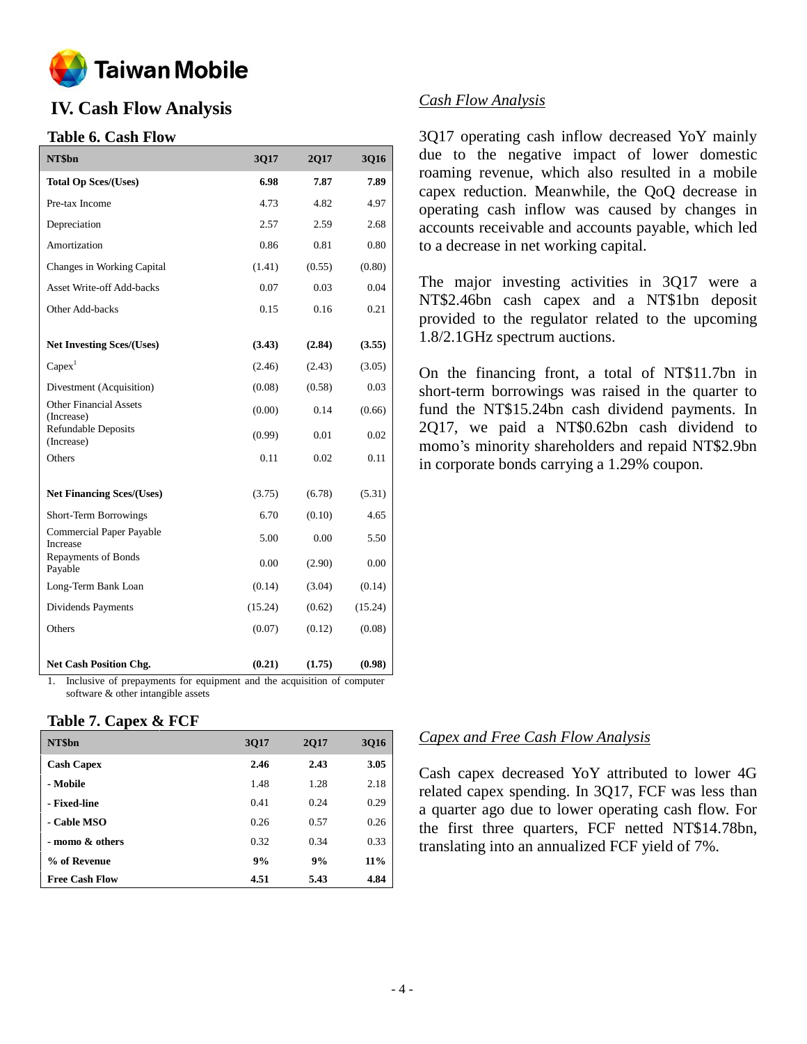# IV. Cash Flow Analysis

### Table 6. Cash Flow

| NT$bn | 3Q17 | 2Q17 | 3Q16 |
|---|---|---|---|
| **Total Op Sces/(Uses)** | **6.98** | **7.87** | **7.89** |
| Pre-tax Income | 4.73 | 4.82 | 4.97 |
| Depreciation | 2.57 | 2.59 | 2.68 |
| Amortization | 0.86 | 0.81 | 0.80 |
| Changes in Working Capital | (1.41) | (0.55) | (0.80) |
| Asset Write-off Add-backs | 0.07 | 0.03 | 0.04 |
| Other Add-backs | 0.15 | 0.16 | 0.21 |
| | | | |
| **Net Investing Sces/(Uses)** | **(3.43)** | **(2.84)** | **(3.55)** |
| Capex[1] | (2.46) | (2.43) | (3.05) |
| Divestment (Acquisition) | (0.08) | (0.58) | 0.03 |
| Other Financial Assets (Increase) | (0.00) | 0.14 | (0.66) |
| Refundable Deposits (Increase) | (0.99) | 0.01 | 0.02 |
| Others | 0.11 | 0.02 | 0.11 |
| | | | |
| **Net Financing Sces/(Uses)** | (3.75) | (6.78) | (5.31) |
| Short-Term Borrowings | 6.70 | (0.10) | 4.65 |
| Commercial Paper Payable Increase | 5.00 | 0.00 | 5.50 |
| Repayments of Bonds Payable | 0.00 | (2.90) | 0.00 |
| Long-Term Bank Loan | (0.14) | (3.04) | (0.14) |
| Dividends Payments | (15.24) | (0.62) | (15.24) |
| Others | (0.07) | (0.12) | (0.08) |
| | | | |
| **Net Cash Position Chg.** | **(0.21)** | **(1.75)** | **(0.98)** |

1. Inclusive of prepayments for equipment and the acquisition of computer software & other intangible assets

### *Cash Flow Analysis*

3Q17 operating cash inflow decreased YoY mainly due to the negative impact of lower domestic roaming revenue, which also resulted in a mobile capex reduction. Meanwhile, the QoQ decrease in operating cash inflow was caused by changes in accounts receivable and accounts payable, which led to a decrease in net working capital.

The major investing activities in 3Q17 were a NT$2.46bn cash capex and a NT$1bn deposit provided to the regulator related to the upcoming 1.8/2.1GHz spectrum auctions.

On the financing front, a total of NT$11.7bn in short-term borrowings was raised in the quarter to fund the NT$15.24bn cash dividend payments. In 2Q17, we paid a NT$0.62bn cash dividend to momo's minority shareholders and repaid NT$2.9bn in corporate bonds carrying a 1.29% coupon.

### Table 7. Capex & FCF

| NT$bn | 3Q17 | 2Q17 | 3Q16 |
|---|---|---|---|
| **Cash Capex** | **2.46** | **2.43** | **3.05** |
| **- Mobile** | 1.48 | 1.28 | 2.18 |
| **- Fixed-line** | 0.41 | 0.24 | 0.29 |
| **- Cable MSO** | 0.26 | 0.57 | 0.26 |
| **- momo & others** | 0.32 | 0.34 | 0.33 |
| **% of Revenue** | **9%** | **9%** | **11%** |
| **Free Cash Flow** | **4.51** | **5.43** | **4.84** |

### *Capex and Free Cash Flow Analysis*

Cash capex decreased YoY attributed to lower 4G related capex spending. In 3Q17, FCF was less than a quarter ago due to lower operating cash flow. For the first three quarters, FCF netted NT$14.78bn, translating into an annualized FCF yield of 7%.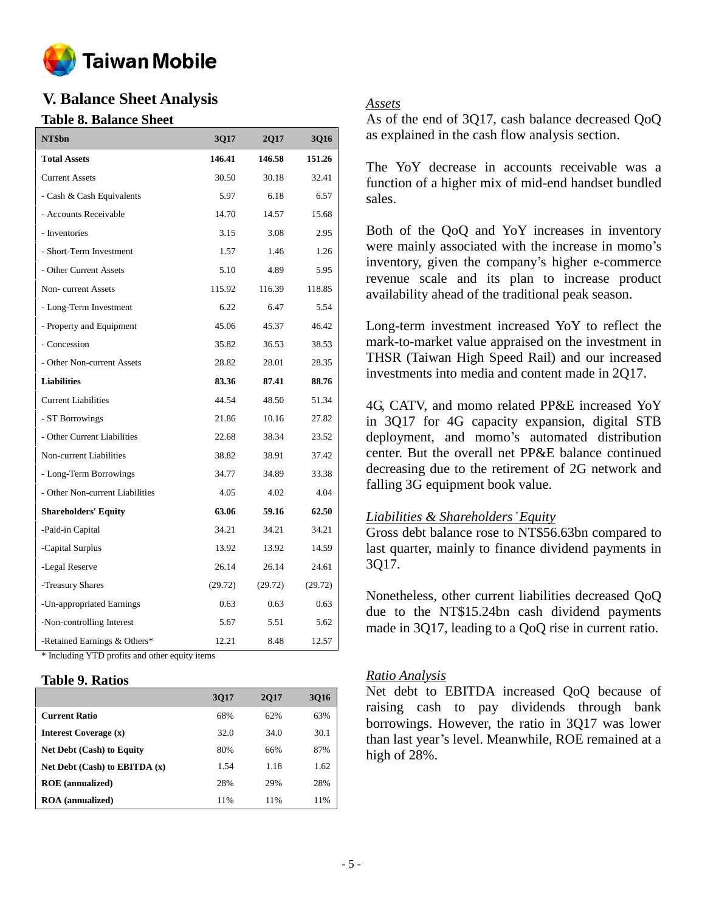## V. Balance Sheet Analysis

### Table 8. Balance Sheet

| NT$bn | 3Q17 | 2Q17 | 3Q16 |
|---|---|---|---|
| **Total Assets** | **146.41** | **146.58** | **151.26** |
| Current Assets | 30.50 | 30.18 | 32.41 |
| - Cash & Cash Equivalents | 5.97 | 6.18 | 6.57 |
| - Accounts Receivable | 14.70 | 14.57 | 15.68 |
| - Inventories | 3.15 | 3.08 | 2.95 |
| - Short-Term Investment | 1.57 | 1.46 | 1.26 |
| - Other Current Assets | 5.10 | 4.89 | 5.95 |
| Non- current Assets | 115.92 | 116.39 | 118.85 |
| - Long-Term Investment | 6.22 | 6.47 | 5.54 |
| - Property and Equipment | 45.06 | 45.37 | 46.42 |
| - Concession | 35.82 | 36.53 | 38.53 |
| - Other Non-current Assets | 28.82 | 28.01 | 28.35 |
| **Liabilities** | **83.36** | **87.41** | **88.76** |
| Current Liabilities | 44.54 | 48.50 | 51.34 |
| - ST Borrowings | 21.86 | 10.16 | 27.82 |
| - Other Current Liabilities | 22.68 | 38.34 | 23.52 |
| Non-current Liabilities | 38.82 | 38.91 | 37.42 |
| - Long-Term Borrowings | 34.77 | 34.89 | 33.38 |
| - Other Non-current Liabilities | 4.05 | 4.02 | 4.04 |
| **Shareholders' Equity** | **63.06** | **59.16** | **62.50** |
| -Paid-in Capital | 34.21 | 34.21 | 34.21 |
| -Capital Surplus | 13.92 | 13.92 | 14.59 |
| -Legal Reserve | 26.14 | 26.14 | 24.61 |
| -Treasury Shares | (29.72) | (29.72) | (29.72) |
| -Un-appropriated Earnings | 0.63 | 0.63 | 0.63 |
| -Non-controlling Interest | 5.67 | 5.51 | 5.62 |
| -Retained Earnings & Others* | 12.21 | 8.48 | 12.57 |

\* Including YTD profits and other equity items

### Table 9. Ratios

| | 3Q17 | 2Q17 | 3Q16 |
|---|---|---|---|
| **Current Ratio** | 68% | 62% | 63% |
| **Interest Coverage (x)** | 32.0 | 34.0 | 30.1 |
| **Net Debt (Cash) to Equity** | 80% | 66% | 87% |
| **Net Debt (Cash) to EBITDA (x)** | 1.54 | 1.18 | 1.62 |
| **ROE (annualized)** | 28% | 29% | 28% |
| **ROA (annualized)** | 11% | 11% | 11% |

*Assets*

As of the end of 3Q17, cash balance decreased QoQ as explained in the cash flow analysis section.

The YoY decrease in accounts receivable was a function of a higher mix of mid-end handset bundled sales.

Both of the QoQ and YoY increases in inventory were mainly associated with the increase in momo's inventory, given the company's higher e-commerce revenue scale and its plan to increase product availability ahead of the traditional peak season.

Long-term investment increased YoY to reflect the mark-to-market value appraised on the investment in THSR (Taiwan High Speed Rail) and our increased investments into media and content made in 2Q17.

4G, CATV, and momo related PP&E increased YoY in 3Q17 for 4G capacity expansion, digital STB deployment, and momo's automated distribution center. But the overall net PP&E balance continued decreasing due to the retirement of 2G network and falling 3G equipment book value.

*Liabilities & Shareholders' Equity*

Gross debt balance rose to NT$56.63bn compared to last quarter, mainly to finance dividend payments in 3Q17.

Nonetheless, other current liabilities decreased QoQ due to the NT$15.24bn cash dividend payments made in 3Q17, leading to a QoQ rise in current ratio.

*Ratio Analysis*

Net debt to EBITDA increased QoQ because of raising cash to pay dividends through bank borrowings. However, the ratio in 3Q17 was lower than last year's level. Meanwhile, ROE remained at a high of 28%.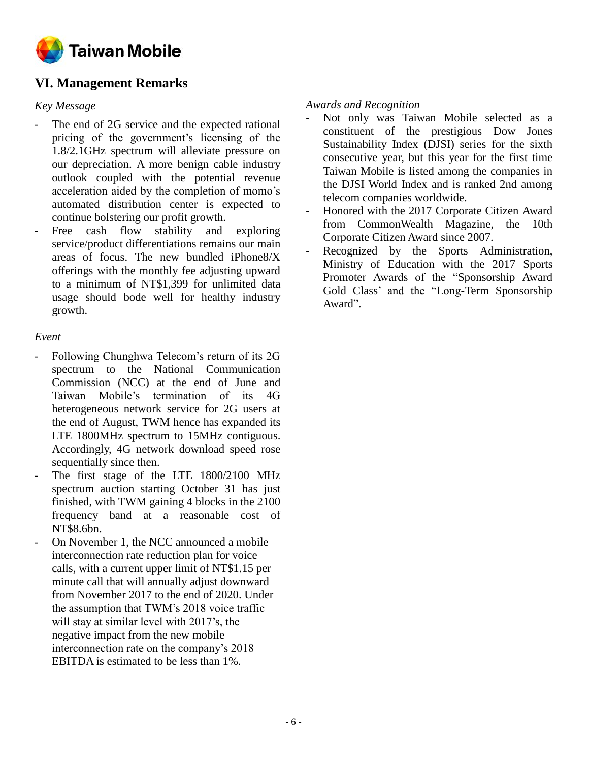## VI. Management Remarks

*Key Message*

- The end of 2G service and the expected rational pricing of the government's licensing of the 1.8/2.1GHz spectrum will alleviate pressure on our depreciation. A more benign cable industry outlook coupled with the potential revenue acceleration aided by the completion of momo's automated distribution center is expected to continue bolstering our profit growth.
- Free cash flow stability and exploring service/product differentiations remains our main areas of focus. The new bundled iPhone8/X offerings with the monthly fee adjusting upward to a minimum of NT$1,399 for unlimited data usage should bode well for healthy industry growth.

*Event*

- Following Chunghwa Telecom's return of its 2G spectrum to the National Communication Commission (NCC) at the end of June and Taiwan Mobile's termination of its 4G heterogeneous network service for 2G users at the end of August, TWM hence has expanded its LTE 1800MHz spectrum to 15MHz contiguous. Accordingly, 4G network download speed rose sequentially since then.
- The first stage of the LTE 1800/2100 MHz spectrum auction starting October 31 has just finished, with TWM gaining 4 blocks in the 2100 frequency band at a reasonable cost of NT$8.6bn.
- On November 1, the NCC announced a mobile interconnection rate reduction plan for voice calls, with a current upper limit of NT$1.15 per minute call that will annually adjust downward from November 2017 to the end of 2020. Under the assumption that TWM's 2018 voice traffic will stay at similar level with 2017's, the negative impact from the new mobile interconnection rate on the company's 2018 EBITDA is estimated to be less than 1%.

*Awards and Recognition*

- Not only was Taiwan Mobile selected as a constituent of the prestigious Dow Jones Sustainability Index (DJSI) series for the sixth consecutive year, but this year for the first time Taiwan Mobile is listed among the companies in the DJSI World Index and is ranked 2nd among telecom companies worldwide.
- Honored with the 2017 Corporate Citizen Award from CommonWealth Magazine, the 10th Corporate Citizen Award since 2007.
- Recognized by the Sports Administration, Ministry of Education with the 2017 Sports Promoter Awards of the "Sponsorship Award Gold Class' and the "Long-Term Sponsorship Award".